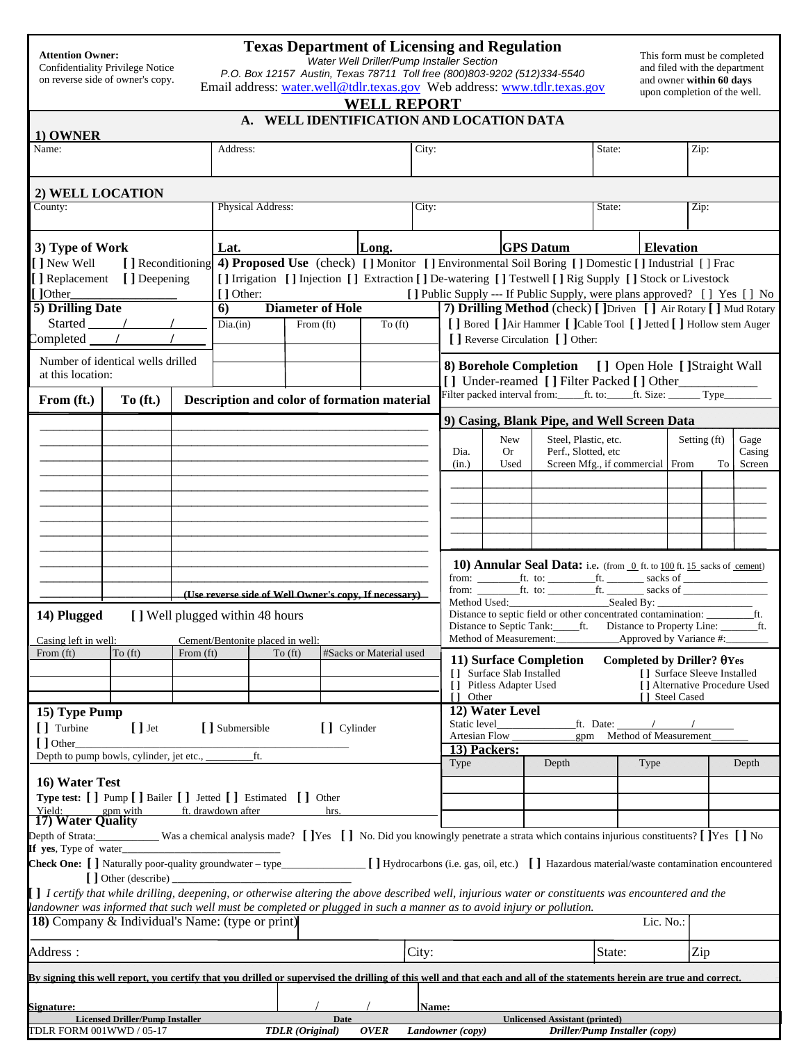**Attention Owner:**
Confidentiality Privilege Notice on reverse side of owner's copy.

# Texas Department of Licensing and Regulation

*Water Well Driller/Pump Installer Section*
*P.O. Box 12157 Austin, Texas 78711 Toll free (800)803-9202 (512)334-5540*
Email address: water.well@tdlr.texas.gov Web address: www.tdlr.texas.gov

This form must be completed and filed with the department and owner **within 60 days** upon completion of the well.

## WELL REPORT

### A. WELL IDENTIFICATION AND LOCATION DATA

**1) OWNER**

| Name: | Address: | City: | State: | Zip: |
|---|---|---|---|---|
| | | | | |

**2) WELL LOCATION**

| County: | Physical Address: | City: | State: | Zip: |
|---|---|---|---|---|
| | | | | |

**3) Type of Work**
[ ] New Well [ ] Reconditioning
[ ] Replacement [ ] Deepening
[ ]Other_______________

| Lat. | Long. | GPS Datum | Elevation |
|---|---|---|---|
| | | | |

**4) Proposed Use** (check) [ ] Monitor [ ] Environmental Soil Boring [ ] Domestic [ ] Industrial [ ] Frac
[ ] Irrigation [ ] Injection [ ] Extraction [ ] De-watering [ ] Testwell [ ] Rig Supply [ ] Stock or Livestock
[ ] Other: [ ] Public Supply --- If Public Supply, were plans approved? [ ] Yes [ ] No

**5) Drilling Date**
Started ____/____/____
Completed ____/____/____

Number of identical wells drilled at this location:

**6) Diameter of Hole**

| Dia.(in) | From (ft) | To (ft) |
|---|---|---|
| | | |
| | | |

**7) Drilling Method** (check) [ ]Driven [ ] Air Rotary [ ] Mud Rotary
[ ] Bored [ ]Air Hammer [ ]Cable Tool [ ] Jetted [ ] Hollow stem Auger
[ ] Reverse Circulation [ ] Other:

**8) Borehole Completion** [ ] Open Hole [ ]Straight Wall
[ ] Under-reamed [ ] Filter Packed [ ] Other___________
Filter packed interval from:_____ft. to:_____ft. Size: ______ Type________

| From (ft.) | To (ft.) | Description and color of formation material |
|---|---|---|
| | | |
| | | |
| | | |
| | | |
| | | |
| | | |
| | | |
| | | |
| | | |
| | | |
| | | (Use reverse side of Well Owner's copy, If necessary) |

**9) Casing, Blank Pipe, and Well Screen Data**

| Dia. (in.) | New Or Used | Steel, Plastic, etc. Perf., Slotted, etc Screen Mfg., if commercial | Setting (ft) From | To | Gage Casing Screen |
|---|---|---|---|---|---|
| | | | | | |
| | | | | | |
| | | | | | |
| | | | | | |

**10) Annular Seal Data:** i.e. (from 0 ft. to 100 ft. 15 sacks of cement)
from: ________ft. to: ________ft. _______ sacks of _____________
from: ________ft. to: ________ft. _______ sacks of _____________
Method Used:____________________Sealed By: ________________
Distance to septic field or other concentrated contamination: ________ft.
Distance to Septic Tank:_____ft. Distance to Property Line: _______ft.
Method of Measurement:__________Approved by Variance #:_______

**14) Plugged** [ ] Well plugged within 48 hours

| Casing left in well: From (ft) | To (ft) | Cement/Bentonite placed in well: From (ft) | To (ft) | #Sacks or Material used |
|---|---|---|---|---|
| | | | | |
| | | | | |
| | | | | |

**11) Surface Completion** **Completed by Driller? θYes**
[ ] Surface Slab Installed [ ] Surface Sleeve Installed
[ ] Pitless Adapter Used [ ] Alternative Procedure Used
[ ] Other [ ] Steel Cased

**15) Type Pump**
[ ] Turbine [ ] Jet [ ] Submersible [ ] Cylinder
[ ] Other_______________________________
Depth to pump bowls, cylinder, jet etc., ________ft.

**12) Water Level**
Static level_____________ft. Date: _____/_____/_____
Artesian Flow ____________gpm Method of Measurement_______

**13) Packers:**

| Type | Depth | Type | Depth |
|---|---|---|---|
| | | | |
| | | | |

**16) Water Test**
**Type test: [ ]** Pump **[ ]** Bailer **[ ]** Jetted **[ ]** Estimated **[ ]** Other
Yield: ____gpm with ____ft. drawdown after ____hrs.

**17) Water Quality**
Depth of Strata:__________ Was a chemical analysis made? **[ ]**Yes **[ ]** No. Did you knowingly penetrate a strata which contains injurious constituents? **[ ]**Yes **[ ]** No
**If yes**, Type of water______________________
**Check One: [ ]** Naturally poor-quality groundwater – type______________ **[ ]** Hydrocarbons (i.e. gas, oil, etc.) **[ ]** Hazardous material/waste contamination encountered
**[ ]** Other (describe) ____________________________

[ ] *I certify that while drilling, deepening, or otherwise altering the above described well, injurious water or constituents was encountered and the landowner was informed that such well must be completed or plugged in such a manner as to avoid injury or pollution.*

**18)** Company & Individual's Name: (type or print) Lic. No.:

Address : City: State: Zip

**By signing this well report, you certify that you drilled or supervised the drilling of this well and that each and all of the statements herein are true and correct.**

**Signature:** ________ ___/___/___ **Name:** ________
**Licensed Driller/Pump Installer** **Date** **Unlicensed Assistant (printed)**

TDLR FORM 001WWD / 05-17 ***TDLR (Original)*** ***OVER*** ***Landowner (copy)*** ***Driller/Pump Installer (copy)***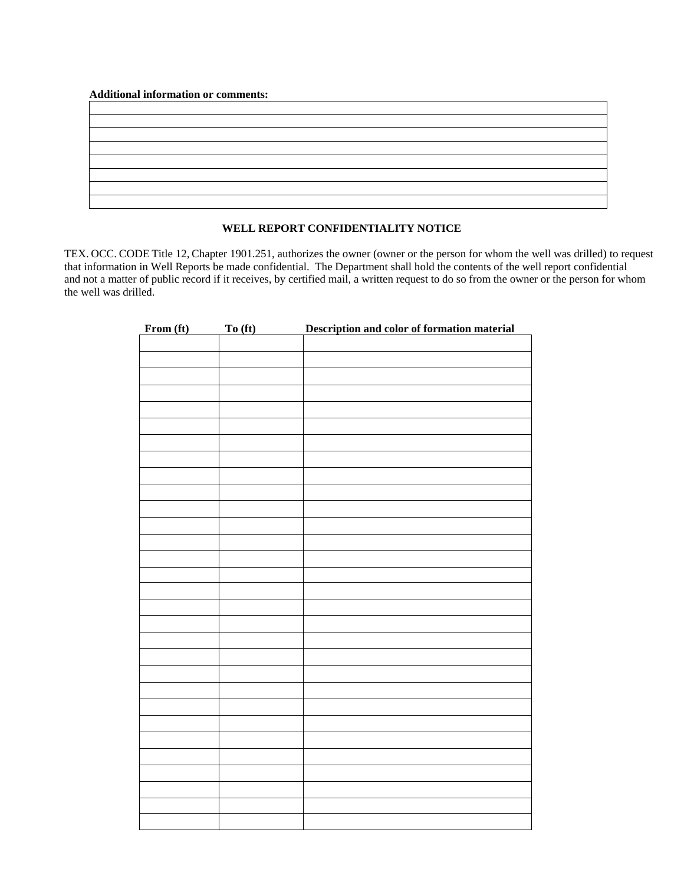**Additional information or comments:**

| |
|---|
| |
| |
| |
| |
| |
| |
| |
| |

### WELL REPORT CONFIDENTIALITY NOTICE

TEX. OCC. CODE Title 12, Chapter 1901.251, authorizes the owner (owner or the person for whom the well was drilled) to request that information in Well Reports be made confidential. The Department shall hold the contents of the well report confidential and not a matter of public record if it receives, by certified mail, a written request to do so from the owner or the person for whom the well was drilled.

| From (ft) | To (ft) | Description and color of formation material |
|---|---|---|
| | | |
| | | |
| | | |
| | | |
| | | |
| | | |
| | | |
| | | |
| | | |
| | | |
| | | |
| | | |
| | | |
| | | |
| | | |
| | | |
| | | |
| | | |
| | | |
| | | |
| | | |
| | | |
| | | |
| | | |
| | | |
| | | |
| | | |
| | | |
| | | |
| | | |